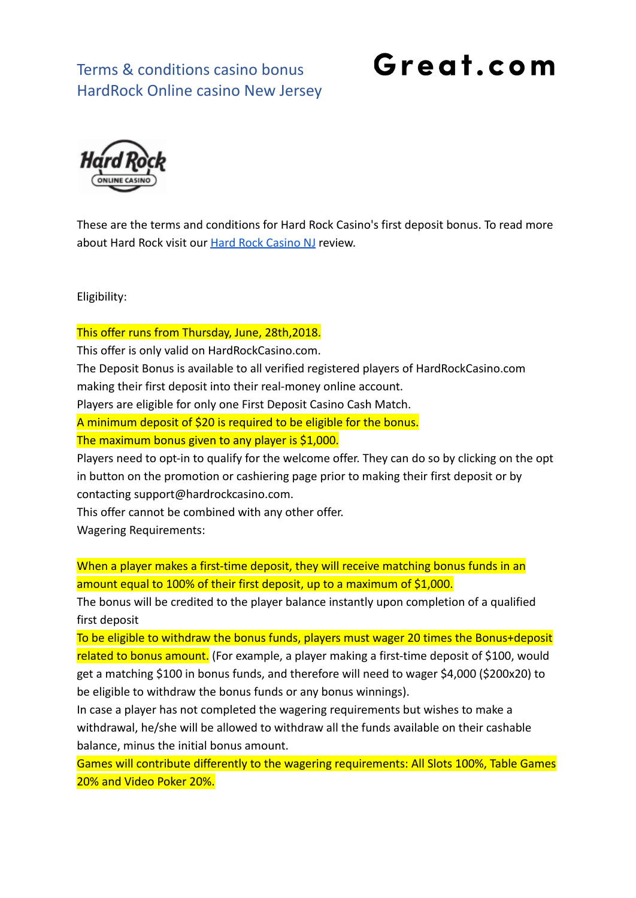# Terms & conditions casino bonus HardRock Online casino New Jersey

**Great.com**

These are the terms and conditions for Hard Rock Casino's first deposit bonus. To read more about Hard Rock visit our [Hard Rock Casino NJ](#) review.

Eligibility:

This offer runs from Thursday, June, 28th,2018.
This offer is only valid on HardRockCasino.com.
The Deposit Bonus is available to all verified registered players of HardRockCasino.com making their first deposit into their real-money online account.
Players are eligible for only one First Deposit Casino Cash Match.
A minimum deposit of $20 is required to be eligible for the bonus.
The maximum bonus given to any player is $1,000.
Players need to opt-in to qualify for the welcome offer. They can do so by clicking on the opt in button on the promotion or cashiering page prior to making their first deposit or by contacting support@hardrockcasino.com.
This offer cannot be combined with any other offer.
Wagering Requirements:

When a player makes a first-time deposit, they will receive matching bonus funds in an amount equal to 100% of their first deposit, up to a maximum of $1,000.
The bonus will be credited to the player balance instantly upon completion of a qualified first deposit
To be eligible to withdraw the bonus funds, players must wager 20 times the Bonus+deposit related to bonus amount. (For example, a player making a first-time deposit of $100, would get a matching $100 in bonus funds, and therefore will need to wager $4,000 ($200x20) to be eligible to withdraw the bonus funds or any bonus winnings).
In case a player has not completed the wagering requirements but wishes to make a withdrawal, he/she will be allowed to withdraw all the funds available on their cashable balance, minus the initial bonus amount.
Games will contribute differently to the wagering requirements: All Slots 100%, Table Games 20% and Video Poker 20%.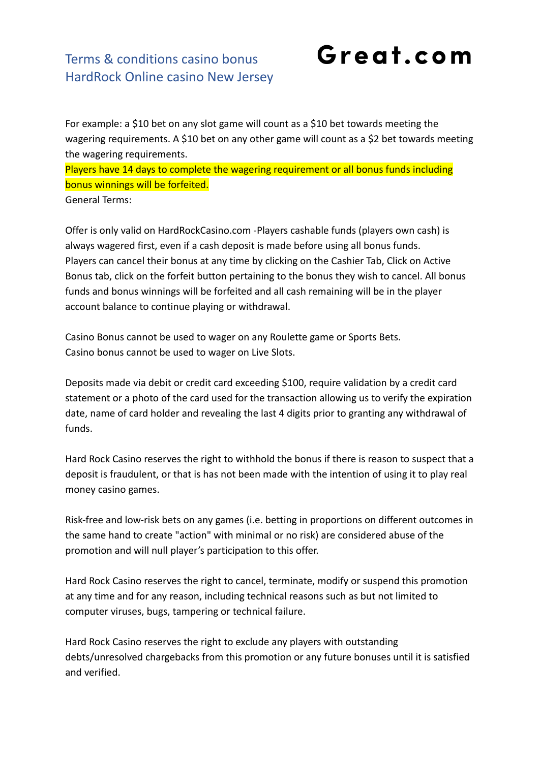For example: a $10 bet on any slot game will count as a $10 bet towards meeting the wagering requirements. A $10 bet on any other game will count as a $2 bet towards meeting the wagering requirements.

Players have 14 days to complete the wagering requirement or all bonus funds including bonus winnings will be forfeited.

General Terms:

Offer is only valid on HardRockCasino.com -Players cashable funds (players own cash) is always wagered first, even if a cash deposit is made before using all bonus funds.
Players can cancel their bonus at any time by clicking on the Cashier Tab, Click on Active Bonus tab, click on the forfeit button pertaining to the bonus they wish to cancel. All bonus funds and bonus winnings will be forfeited and all cash remaining will be in the player account balance to continue playing or withdrawal.

Casino Bonus cannot be used to wager on any Roulette game or Sports Bets.
Casino bonus cannot be used to wager on Live Slots.

Deposits made via debit or credit card exceeding $100, require validation by a credit card statement or a photo of the card used for the transaction allowing us to verify the expiration date, name of card holder and revealing the last 4 digits prior to granting any withdrawal of funds.

Hard Rock Casino reserves the right to withhold the bonus if there is reason to suspect that a deposit is fraudulent, or that is has not been made with the intention of using it to play real money casino games.

Risk-free and low-risk bets on any games (i.e. betting in proportions on different outcomes in the same hand to create "action" with minimal or no risk) are considered abuse of the promotion and will null player's participation to this offer.

Hard Rock Casino reserves the right to cancel, terminate, modify or suspend this promotion at any time and for any reason, including technical reasons such as but not limited to computer viruses, bugs, tampering or technical failure.

Hard Rock Casino reserves the right to exclude any players with outstanding debts/unresolved chargebacks from this promotion or any future bonuses until it is satisfied and verified.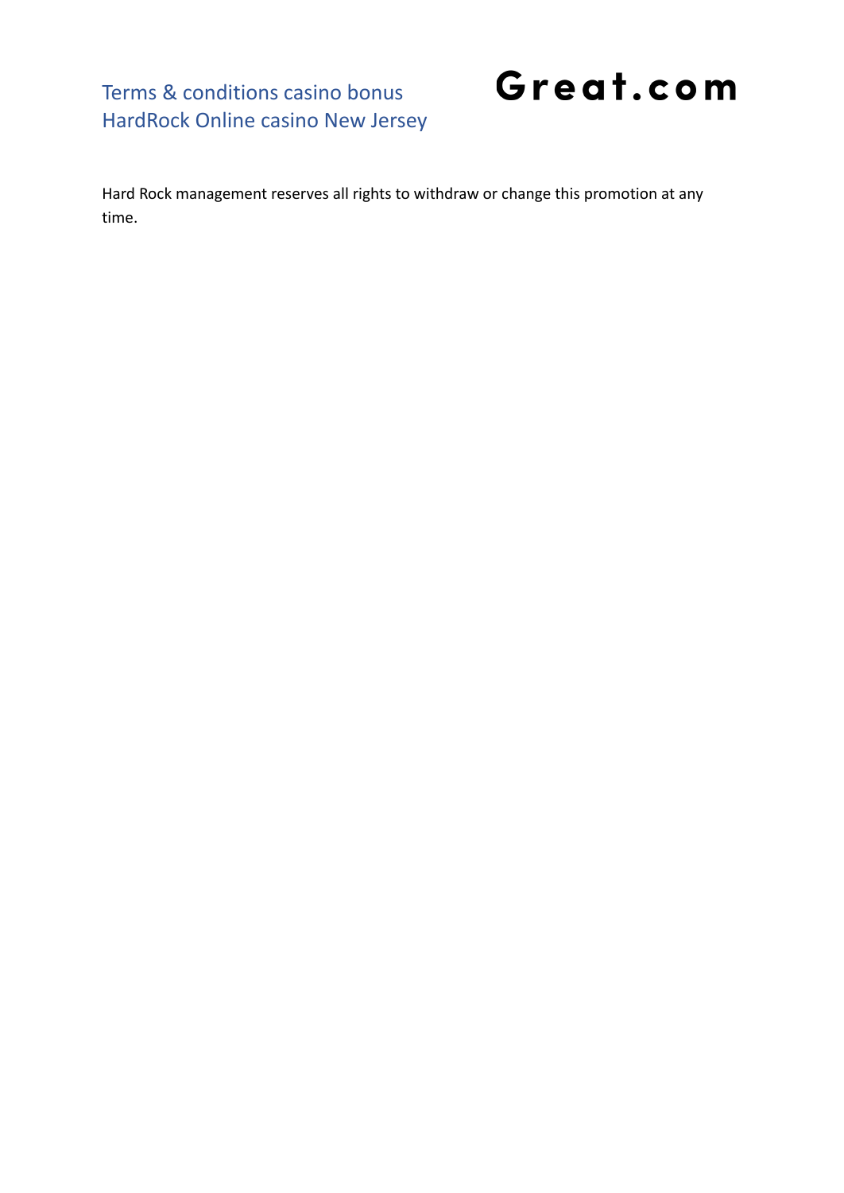Hard Rock management reserves all rights to withdraw or change this promotion at any time.